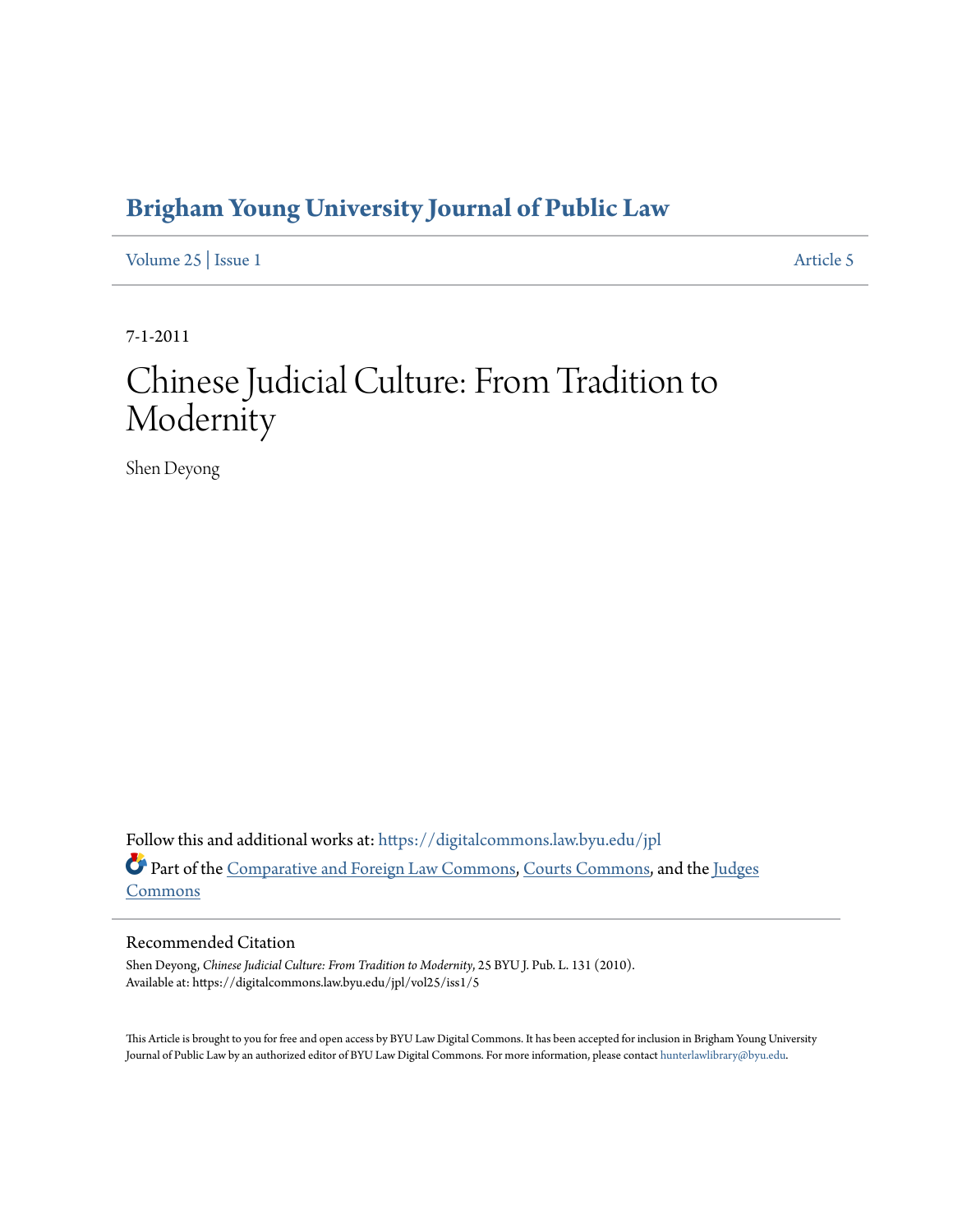# Brigham Young University Journal of Public Law

Volume 25 | Issue 1 — Article 5

7-1-2011

# Chinese Judicial Culture: From Tradition to Modernity

Shen Deyong

Follow this and additional works at: https://digitalcommons.law.byu.edu/jpl

Part of the Comparative and Foreign Law Commons, Courts Commons, and the Judges Commons

## Recommended Citation

Shen Deyong, *Chinese Judicial Culture: From Tradition to Modernity*, 25 BYU J. Pub. L. 131 (2010).
Available at: https://digitalcommons.law.byu.edu/jpl/vol25/iss1/5

This Article is brought to you for free and open access by BYU Law Digital Commons. It has been accepted for inclusion in Brigham Young University Journal of Public Law by an authorized editor of BYU Law Digital Commons. For more information, please contact hunterlawlibrary@byu.edu.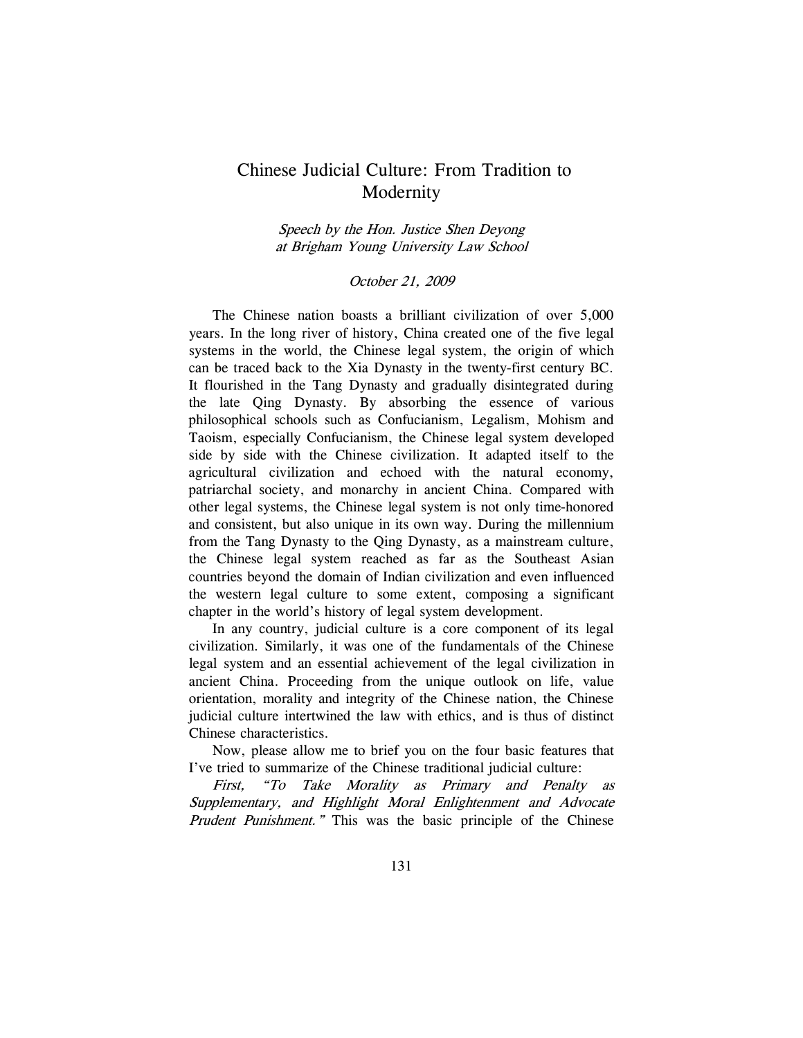# Chinese Judicial Culture: From Tradition to Modernity

*Speech by the Hon. Justice Shen Deyong at Brigham Young University Law School*

*October 21, 2009*

The Chinese nation boasts a brilliant civilization of over 5,000 years. In the long river of history, China created one of the five legal systems in the world, the Chinese legal system, the origin of which can be traced back to the Xia Dynasty in the twenty-first century BC. It flourished in the Tang Dynasty and gradually disintegrated during the late Qing Dynasty. By absorbing the essence of various philosophical schools such as Confucianism, Legalism, Mohism and Taoism, especially Confucianism, the Chinese legal system developed side by side with the Chinese civilization. It adapted itself to the agricultural civilization and echoed with the natural economy, patriarchal society, and monarchy in ancient China. Compared with other legal systems, the Chinese legal system is not only time-honored and consistent, but also unique in its own way. During the millennium from the Tang Dynasty to the Qing Dynasty, as a mainstream culture, the Chinese legal system reached as far as the Southeast Asian countries beyond the domain of Indian civilization and even influenced the western legal culture to some extent, composing a significant chapter in the world's history of legal system development.

In any country, judicial culture is a core component of its legal civilization. Similarly, it was one of the fundamentals of the Chinese legal system and an essential achievement of the legal civilization in ancient China. Proceeding from the unique outlook on life, value orientation, morality and integrity of the Chinese nation, the Chinese judicial culture intertwined the law with ethics, and is thus of distinct Chinese characteristics.

Now, please allow me to brief you on the four basic features that I've tried to summarize of the Chinese traditional judicial culture:

*First, "To Take Morality as Primary and Penalty as Supplementary, and Highlight Moral Enlightenment and Advocate Prudent Punishment."* This was the basic principle of the Chinese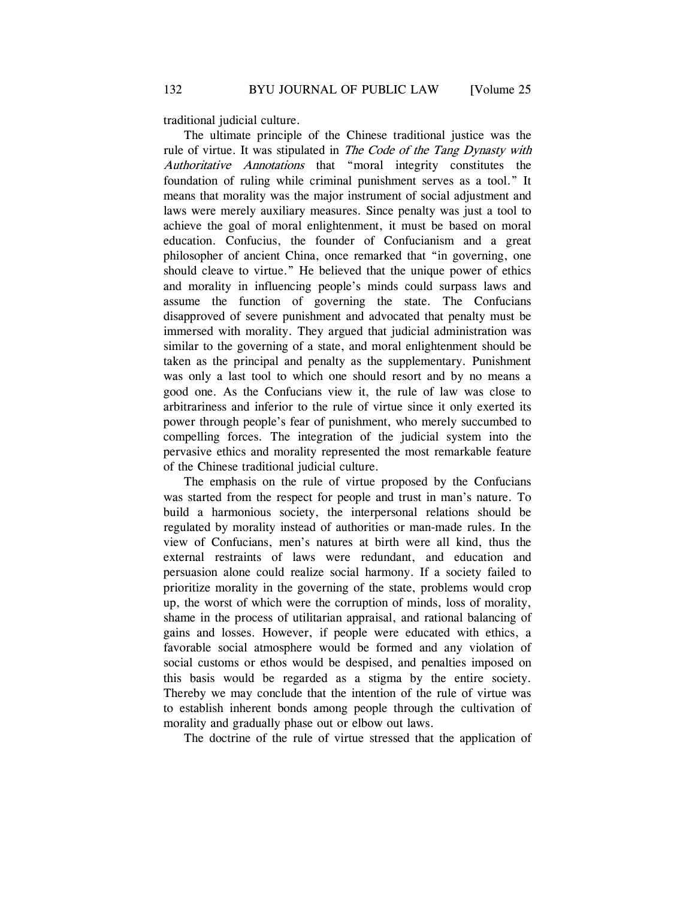traditional judicial culture.

The ultimate principle of the Chinese traditional justice was the rule of virtue. It was stipulated in *The Code of the Tang Dynasty with Authoritative Annotations* that "moral integrity constitutes the foundation of ruling while criminal punishment serves as a tool." It means that morality was the major instrument of social adjustment and laws were merely auxiliary measures. Since penalty was just a tool to achieve the goal of moral enlightenment, it must be based on moral education. Confucius, the founder of Confucianism and a great philosopher of ancient China, once remarked that "in governing, one should cleave to virtue." He believed that the unique power of ethics and morality in influencing people's minds could surpass laws and assume the function of governing the state. The Confucians disapproved of severe punishment and advocated that penalty must be immersed with morality. They argued that judicial administration was similar to the governing of a state, and moral enlightenment should be taken as the principal and penalty as the supplementary. Punishment was only a last tool to which one should resort and by no means a good one. As the Confucians view it, the rule of law was close to arbitrariness and inferior to the rule of virtue since it only exerted its power through people's fear of punishment, who merely succumbed to compelling forces. The integration of the judicial system into the pervasive ethics and morality represented the most remarkable feature of the Chinese traditional judicial culture.

The emphasis on the rule of virtue proposed by the Confucians was started from the respect for people and trust in man's nature. To build a harmonious society, the interpersonal relations should be regulated by morality instead of authorities or man-made rules. In the view of Confucians, men's natures at birth were all kind, thus the external restraints of laws were redundant, and education and persuasion alone could realize social harmony. If a society failed to prioritize morality in the governing of the state, problems would crop up, the worst of which were the corruption of minds, loss of morality, shame in the process of utilitarian appraisal, and rational balancing of gains and losses. However, if people were educated with ethics, a favorable social atmosphere would be formed and any violation of social customs or ethos would be despised, and penalties imposed on this basis would be regarded as a stigma by the entire society. Thereby we may conclude that the intention of the rule of virtue was to establish inherent bonds among people through the cultivation of morality and gradually phase out or elbow out laws.

The doctrine of the rule of virtue stressed that the application of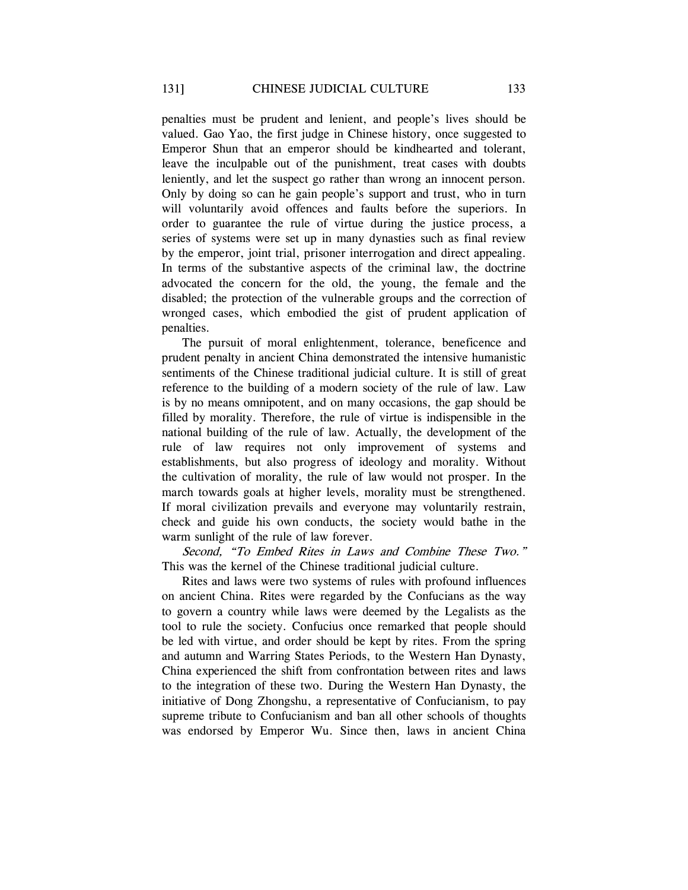penalties must be prudent and lenient, and people's lives should be valued. Gao Yao, the first judge in Chinese history, once suggested to Emperor Shun that an emperor should be kindhearted and tolerant, leave the inculpable out of the punishment, treat cases with doubts leniently, and let the suspect go rather than wrong an innocent person. Only by doing so can he gain people's support and trust, who in turn will voluntarily avoid offences and faults before the superiors. In order to guarantee the rule of virtue during the justice process, a series of systems were set up in many dynasties such as final review by the emperor, joint trial, prisoner interrogation and direct appealing. In terms of the substantive aspects of the criminal law, the doctrine advocated the concern for the old, the young, the female and the disabled; the protection of the vulnerable groups and the correction of wronged cases, which embodied the gist of prudent application of penalties.

The pursuit of moral enlightenment, tolerance, beneficence and prudent penalty in ancient China demonstrated the intensive humanistic sentiments of the Chinese traditional judicial culture. It is still of great reference to the building of a modern society of the rule of law. Law is by no means omnipotent, and on many occasions, the gap should be filled by morality. Therefore, the rule of virtue is indispensible in the national building of the rule of law. Actually, the development of the rule of law requires not only improvement of systems and establishments, but also progress of ideology and morality. Without the cultivation of morality, the rule of law would not prosper. In the march towards goals at higher levels, morality must be strengthened. If moral civilization prevails and everyone may voluntarily restrain, check and guide his own conducts, the society would bathe in the warm sunlight of the rule of law forever.

*Second, "To Embed Rites in Laws and Combine These Two."* This was the kernel of the Chinese traditional judicial culture.

Rites and laws were two systems of rules with profound influences on ancient China. Rites were regarded by the Confucians as the way to govern a country while laws were deemed by the Legalists as the tool to rule the society. Confucius once remarked that people should be led with virtue, and order should be kept by rites. From the spring and autumn and Warring States Periods, to the Western Han Dynasty, China experienced the shift from confrontation between rites and laws to the integration of these two. During the Western Han Dynasty, the initiative of Dong Zhongshu, a representative of Confucianism, to pay supreme tribute to Confucianism and ban all other schools of thoughts was endorsed by Emperor Wu. Since then, laws in ancient China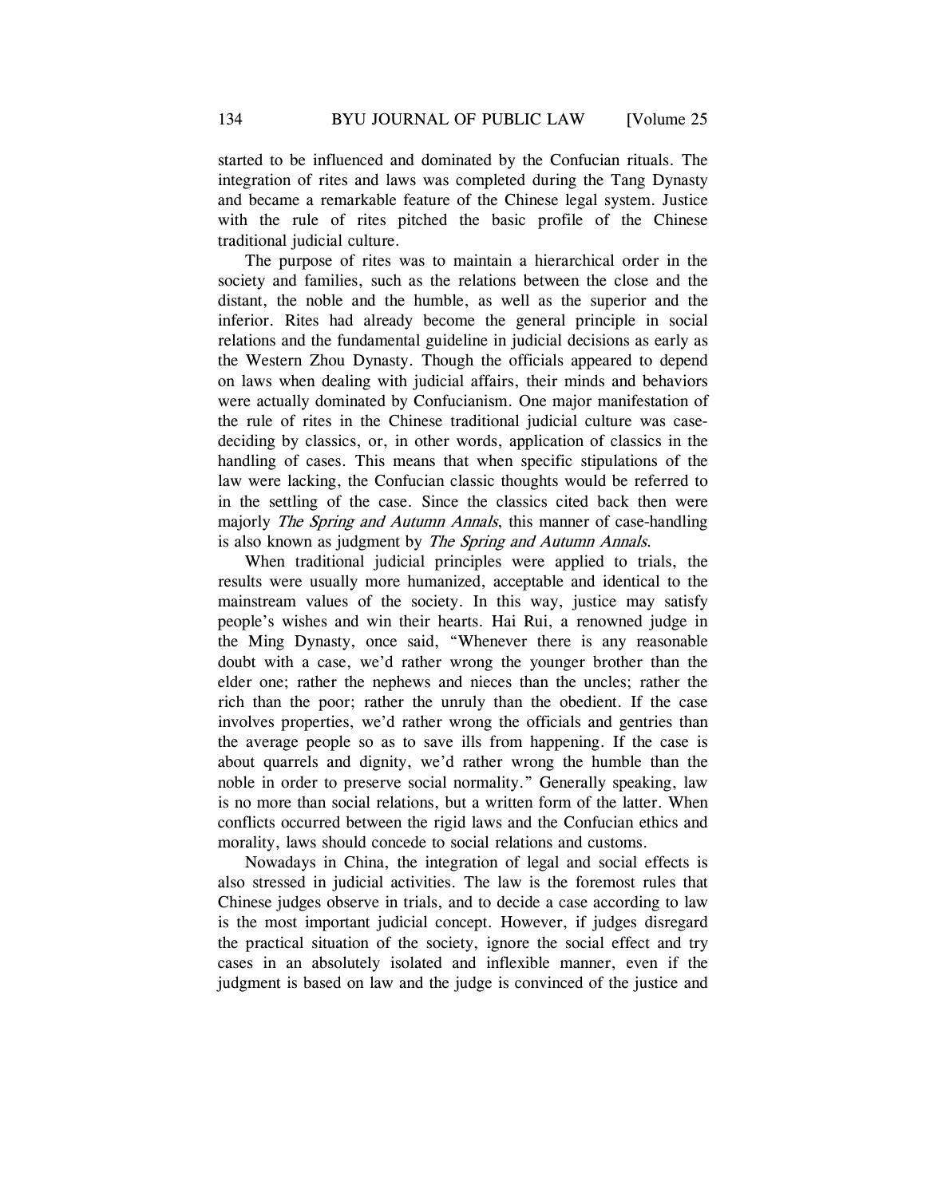started to be influenced and dominated by the Confucian rituals. The integration of rites and laws was completed during the Tang Dynasty and became a remarkable feature of the Chinese legal system. Justice with the rule of rites pitched the basic profile of the Chinese traditional judicial culture.

The purpose of rites was to maintain a hierarchical order in the society and families, such as the relations between the close and the distant, the noble and the humble, as well as the superior and the inferior. Rites had already become the general principle in social relations and the fundamental guideline in judicial decisions as early as the Western Zhou Dynasty. Though the officials appeared to depend on laws when dealing with judicial affairs, their minds and behaviors were actually dominated by Confucianism. One major manifestation of the rule of rites in the Chinese traditional judicial culture was case-deciding by classics, or, in other words, application of classics in the handling of cases. This means that when specific stipulations of the law were lacking, the Confucian classic thoughts would be referred to in the settling of the case. Since the classics cited back then were majorly *The Spring and Autumn Annals*, this manner of case-handling is also known as judgment by *The Spring and Autumn Annals*.

When traditional judicial principles were applied to trials, the results were usually more humanized, acceptable and identical to the mainstream values of the society. In this way, justice may satisfy people's wishes and win their hearts. Hai Rui, a renowned judge in the Ming Dynasty, once said, "Whenever there is any reasonable doubt with a case, we'd rather wrong the younger brother than the elder one; rather the nephews and nieces than the uncles; rather the rich than the poor; rather the unruly than the obedient. If the case involves properties, we'd rather wrong the officials and gentries than the average people so as to save ills from happening. If the case is about quarrels and dignity, we'd rather wrong the humble than the noble in order to preserve social normality." Generally speaking, law is no more than social relations, but a written form of the latter. When conflicts occurred between the rigid laws and the Confucian ethics and morality, laws should concede to social relations and customs.

Nowadays in China, the integration of legal and social effects is also stressed in judicial activities. The law is the foremost rules that Chinese judges observe in trials, and to decide a case according to law is the most important judicial concept. However, if judges disregard the practical situation of the society, ignore the social effect and try cases in an absolutely isolated and inflexible manner, even if the judgment is based on law and the judge is convinced of the justice and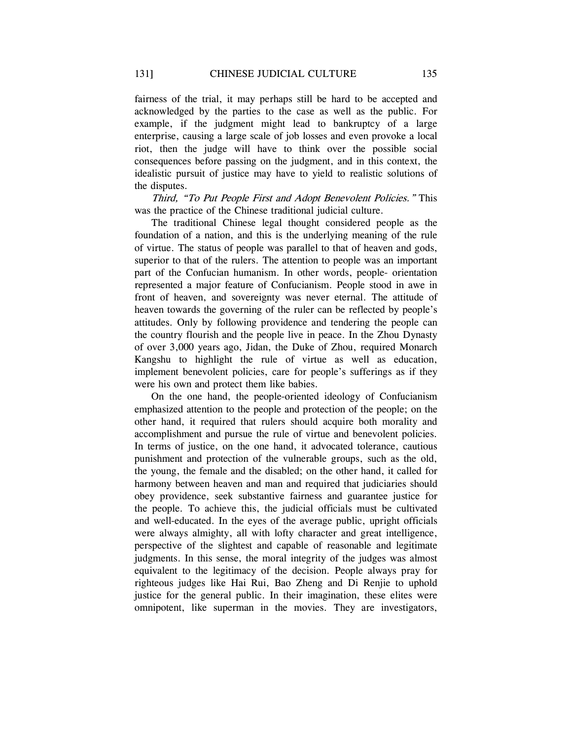fairness of the trial, it may perhaps still be hard to be accepted and acknowledged by the parties to the case as well as the public. For example, if the judgment might lead to bankruptcy of a large enterprise, causing a large scale of job losses and even provoke a local riot, then the judge will have to think over the possible social consequences before passing on the judgment, and in this context, the idealistic pursuit of justice may have to yield to realistic solutions of the disputes.

*Third, "To Put People First and Adopt Benevolent Policies."* This was the practice of the Chinese traditional judicial culture.

The traditional Chinese legal thought considered people as the foundation of a nation, and this is the underlying meaning of the rule of virtue. The status of people was parallel to that of heaven and gods, superior to that of the rulers. The attention to people was an important part of the Confucian humanism. In other words, people- orientation represented a major feature of Confucianism. People stood in awe in front of heaven, and sovereignty was never eternal. The attitude of heaven towards the governing of the ruler can be reflected by people's attitudes. Only by following providence and tendering the people can the country flourish and the people live in peace. In the Zhou Dynasty of over 3,000 years ago, Jidan, the Duke of Zhou, required Monarch Kangshu to highlight the rule of virtue as well as education, implement benevolent policies, care for people's sufferings as if they were his own and protect them like babies.

On the one hand, the people-oriented ideology of Confucianism emphasized attention to the people and protection of the people; on the other hand, it required that rulers should acquire both morality and accomplishment and pursue the rule of virtue and benevolent policies. In terms of justice, on the one hand, it advocated tolerance, cautious punishment and protection of the vulnerable groups, such as the old, the young, the female and the disabled; on the other hand, it called for harmony between heaven and man and required that judiciaries should obey providence, seek substantive fairness and guarantee justice for the people. To achieve this, the judicial officials must be cultivated and well-educated. In the eyes of the average public, upright officials were always almighty, all with lofty character and great intelligence, perspective of the slightest and capable of reasonable and legitimate judgments. In this sense, the moral integrity of the judges was almost equivalent to the legitimacy of the decision. People always pray for righteous judges like Hai Rui, Bao Zheng and Di Renjie to uphold justice for the general public. In their imagination, these elites were omnipotent, like superman in the movies. They are investigators,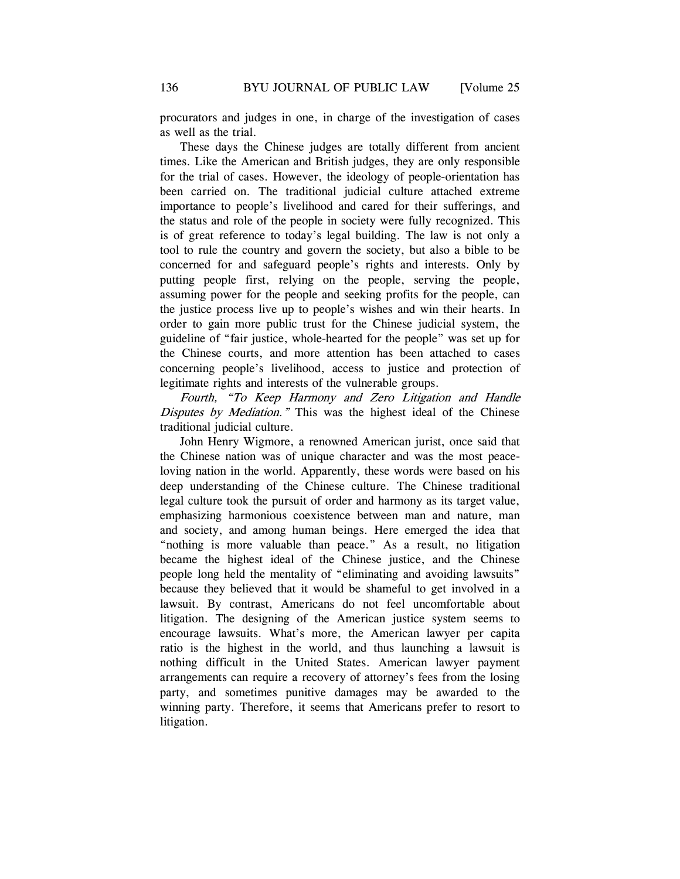procurators and judges in one, in charge of the investigation of cases as well as the trial.

These days the Chinese judges are totally different from ancient times. Like the American and British judges, they are only responsible for the trial of cases. However, the ideology of people-orientation has been carried on. The traditional judicial culture attached extreme importance to people's livelihood and cared for their sufferings, and the status and role of the people in society were fully recognized. This is of great reference to today's legal building. The law is not only a tool to rule the country and govern the society, but also a bible to be concerned for and safeguard people's rights and interests. Only by putting people first, relying on the people, serving the people, assuming power for the people and seeking profits for the people, can the justice process live up to people's wishes and win their hearts. In order to gain more public trust for the Chinese judicial system, the guideline of "fair justice, whole-hearted for the people" was set up for the Chinese courts, and more attention has been attached to cases concerning people's livelihood, access to justice and protection of legitimate rights and interests of the vulnerable groups.

*Fourth, "To Keep Harmony and Zero Litigation and Handle Disputes by Mediation."* This was the highest ideal of the Chinese traditional judicial culture.

John Henry Wigmore, a renowned American jurist, once said that the Chinese nation was of unique character and was the most peace-loving nation in the world. Apparently, these words were based on his deep understanding of the Chinese culture. The Chinese traditional legal culture took the pursuit of order and harmony as its target value, emphasizing harmonious coexistence between man and nature, man and society, and among human beings. Here emerged the idea that "nothing is more valuable than peace." As a result, no litigation became the highest ideal of the Chinese justice, and the Chinese people long held the mentality of "eliminating and avoiding lawsuits" because they believed that it would be shameful to get involved in a lawsuit. By contrast, Americans do not feel uncomfortable about litigation. The designing of the American justice system seems to encourage lawsuits. What's more, the American lawyer per capita ratio is the highest in the world, and thus launching a lawsuit is nothing difficult in the United States. American lawyer payment arrangements can require a recovery of attorney's fees from the losing party, and sometimes punitive damages may be awarded to the winning party. Therefore, it seems that Americans prefer to resort to litigation.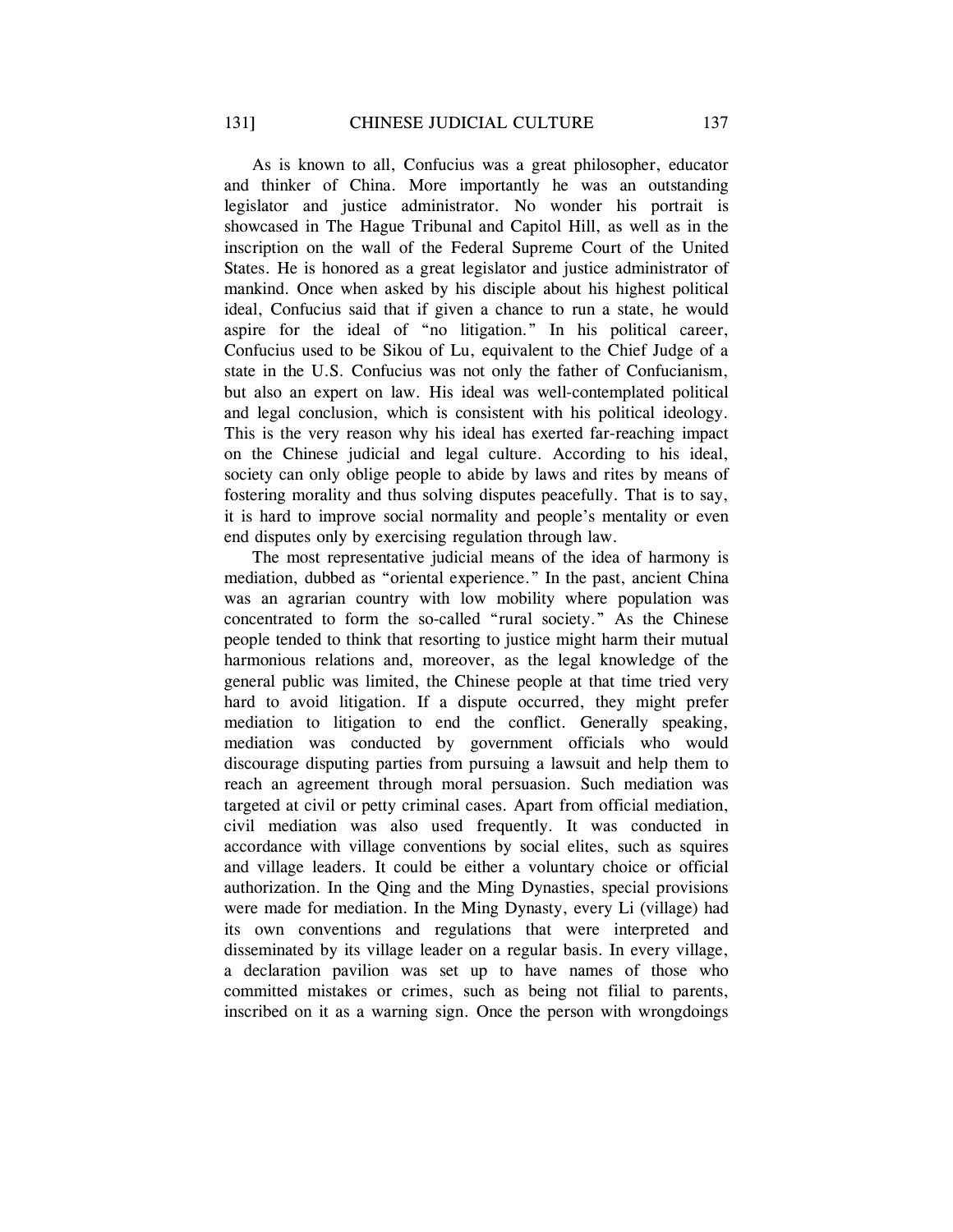As is known to all, Confucius was a great philosopher, educator and thinker of China. More importantly he was an outstanding legislator and justice administrator. No wonder his portrait is showcased in The Hague Tribunal and Capitol Hill, as well as in the inscription on the wall of the Federal Supreme Court of the United States. He is honored as a great legislator and justice administrator of mankind. Once when asked by his disciple about his highest political ideal, Confucius said that if given a chance to run a state, he would aspire for the ideal of "no litigation." In his political career, Confucius used to be Sikou of Lu, equivalent to the Chief Judge of a state in the U.S. Confucius was not only the father of Confucianism, but also an expert on law. His ideal was well-contemplated political and legal conclusion, which is consistent with his political ideology. This is the very reason why his ideal has exerted far-reaching impact on the Chinese judicial and legal culture. According to his ideal, society can only oblige people to abide by laws and rites by means of fostering morality and thus solving disputes peacefully. That is to say, it is hard to improve social normality and people's mentality or even end disputes only by exercising regulation through law.

The most representative judicial means of the idea of harmony is mediation, dubbed as "oriental experience." In the past, ancient China was an agrarian country with low mobility where population was concentrated to form the so-called "rural society." As the Chinese people tended to think that resorting to justice might harm their mutual harmonious relations and, moreover, as the legal knowledge of the general public was limited, the Chinese people at that time tried very hard to avoid litigation. If a dispute occurred, they might prefer mediation to litigation to end the conflict. Generally speaking, mediation was conducted by government officials who would discourage disputing parties from pursuing a lawsuit and help them to reach an agreement through moral persuasion. Such mediation was targeted at civil or petty criminal cases. Apart from official mediation, civil mediation was also used frequently. It was conducted in accordance with village conventions by social elites, such as squires and village leaders. It could be either a voluntary choice or official authorization. In the Qing and the Ming Dynasties, special provisions were made for mediation. In the Ming Dynasty, every Li (village) had its own conventions and regulations that were interpreted and disseminated by its village leader on a regular basis. In every village, a declaration pavilion was set up to have names of those who committed mistakes or crimes, such as being not filial to parents, inscribed on it as a warning sign. Once the person with wrongdoings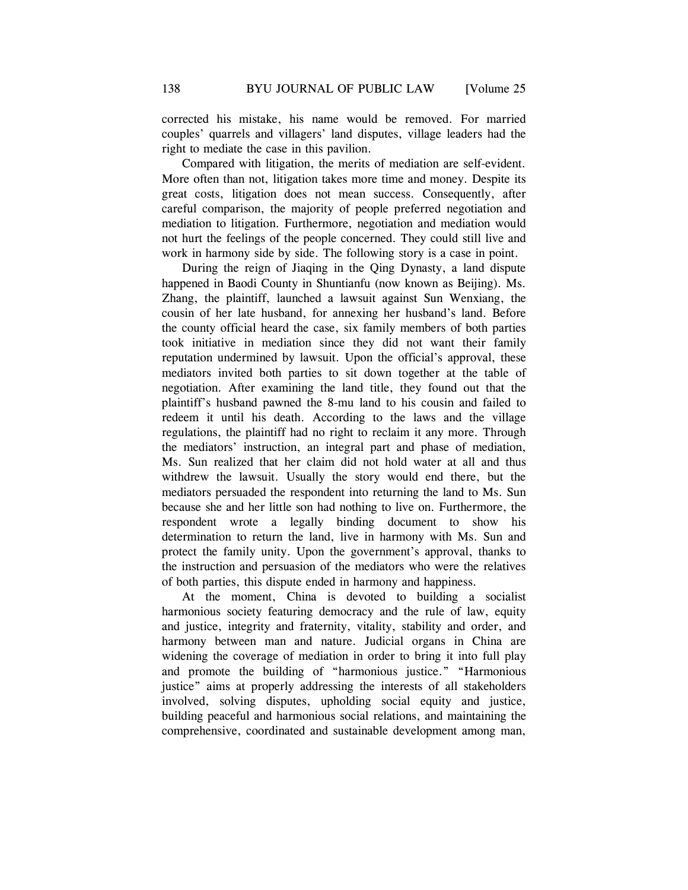corrected his mistake, his name would be removed. For married couples' quarrels and villagers' land disputes, village leaders had the right to mediate the case in this pavilion.

Compared with litigation, the merits of mediation are self-evident. More often than not, litigation takes more time and money. Despite its great costs, litigation does not mean success. Consequently, after careful comparison, the majority of people preferred negotiation and mediation to litigation. Furthermore, negotiation and mediation would not hurt the feelings of the people concerned. They could still live and work in harmony side by side. The following story is a case in point.

During the reign of Jiaqing in the Qing Dynasty, a land dispute happened in Baodi County in Shuntianfu (now known as Beijing). Ms. Zhang, the plaintiff, launched a lawsuit against Sun Wenxiang, the cousin of her late husband, for annexing her husband's land. Before the county official heard the case, six family members of both parties took initiative in mediation since they did not want their family reputation undermined by lawsuit. Upon the official's approval, these mediators invited both parties to sit down together at the table of negotiation. After examining the land title, they found out that the plaintiff's husband pawned the 8-mu land to his cousin and failed to redeem it until his death. According to the laws and the village regulations, the plaintiff had no right to reclaim it any more. Through the mediators' instruction, an integral part and phase of mediation, Ms. Sun realized that her claim did not hold water at all and thus withdrew the lawsuit. Usually the story would end there, but the mediators persuaded the respondent into returning the land to Ms. Sun because she and her little son had nothing to live on. Furthermore, the respondent wrote a legally binding document to show his determination to return the land, live in harmony with Ms. Sun and protect the family unity. Upon the government's approval, thanks to the instruction and persuasion of the mediators who were the relatives of both parties, this dispute ended in harmony and happiness.

At the moment, China is devoted to building a socialist harmonious society featuring democracy and the rule of law, equity and justice, integrity and fraternity, vitality, stability and order, and harmony between man and nature. Judicial organs in China are widening the coverage of mediation in order to bring it into full play and promote the building of "harmonious justice." "Harmonious justice" aims at properly addressing the interests of all stakeholders involved, solving disputes, upholding social equity and justice, building peaceful and harmonious social relations, and maintaining the comprehensive, coordinated and sustainable development among man,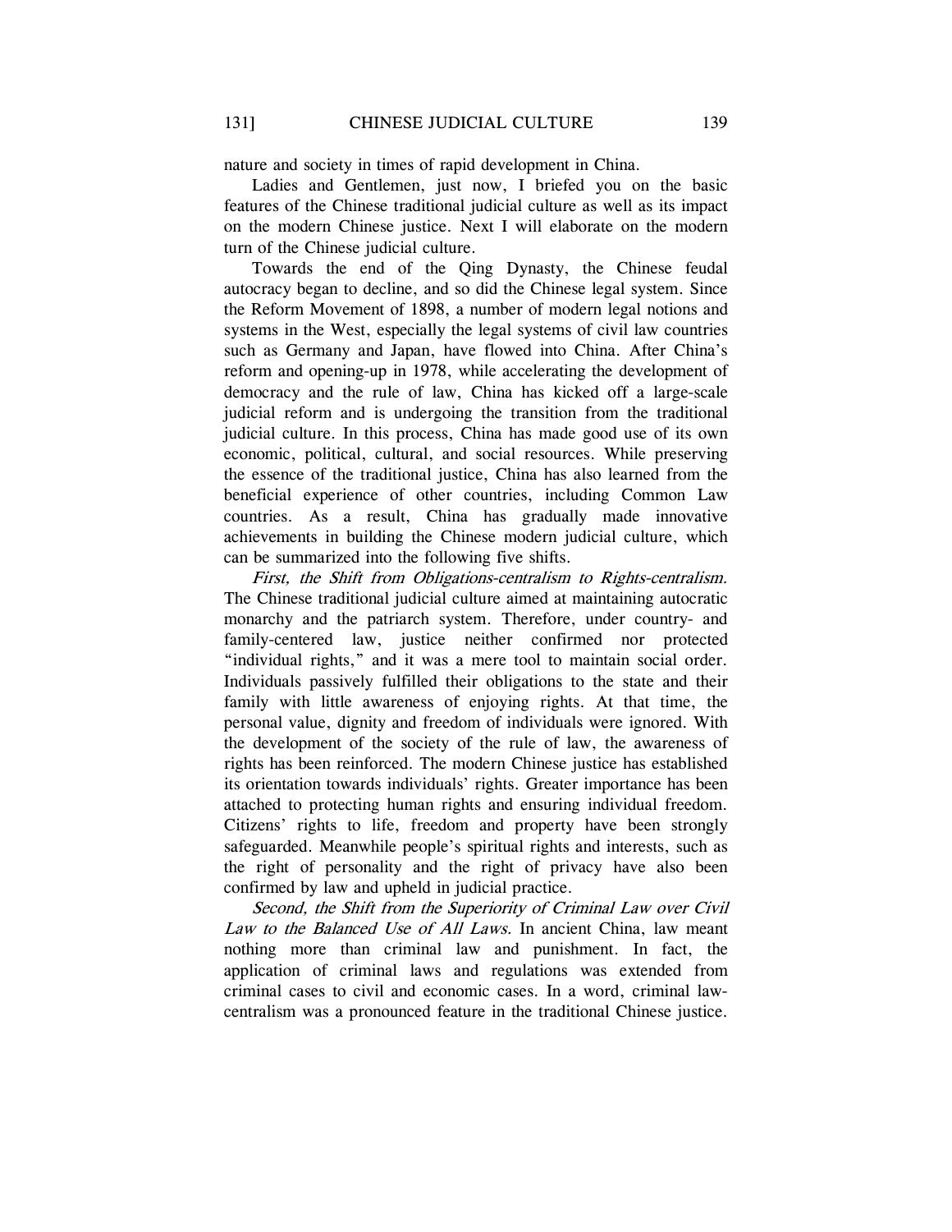nature and society in times of rapid development in China.

Ladies and Gentlemen, just now, I briefed you on the basic features of the Chinese traditional judicial culture as well as its impact on the modern Chinese justice. Next I will elaborate on the modern turn of the Chinese judicial culture.

Towards the end of the Qing Dynasty, the Chinese feudal autocracy began to decline, and so did the Chinese legal system. Since the Reform Movement of 1898, a number of modern legal notions and systems in the West, especially the legal systems of civil law countries such as Germany and Japan, have flowed into China. After China's reform and opening-up in 1978, while accelerating the development of democracy and the rule of law, China has kicked off a large-scale judicial reform and is undergoing the transition from the traditional judicial culture. In this process, China has made good use of its own economic, political, cultural, and social resources. While preserving the essence of the traditional justice, China has also learned from the beneficial experience of other countries, including Common Law countries. As a result, China has gradually made innovative achievements in building the Chinese modern judicial culture, which can be summarized into the following five shifts.

*First, the Shift from Obligations-centralism to Rights-centralism.* The Chinese traditional judicial culture aimed at maintaining autocratic monarchy and the patriarch system. Therefore, under country- and family-centered law, justice neither confirmed nor protected "individual rights," and it was a mere tool to maintain social order. Individuals passively fulfilled their obligations to the state and their family with little awareness of enjoying rights. At that time, the personal value, dignity and freedom of individuals were ignored. With the development of the society of the rule of law, the awareness of rights has been reinforced. The modern Chinese justice has established its orientation towards individuals' rights. Greater importance has been attached to protecting human rights and ensuring individual freedom. Citizens' rights to life, freedom and property have been strongly safeguarded. Meanwhile people's spiritual rights and interests, such as the right of personality and the right of privacy have also been confirmed by law and upheld in judicial practice.

*Second, the Shift from the Superiority of Criminal Law over Civil Law to the Balanced Use of All Laws.* In ancient China, law meant nothing more than criminal law and punishment. In fact, the application of criminal laws and regulations was extended from criminal cases to civil and economic cases. In a word, criminal law-centralism was a pronounced feature in the traditional Chinese justice.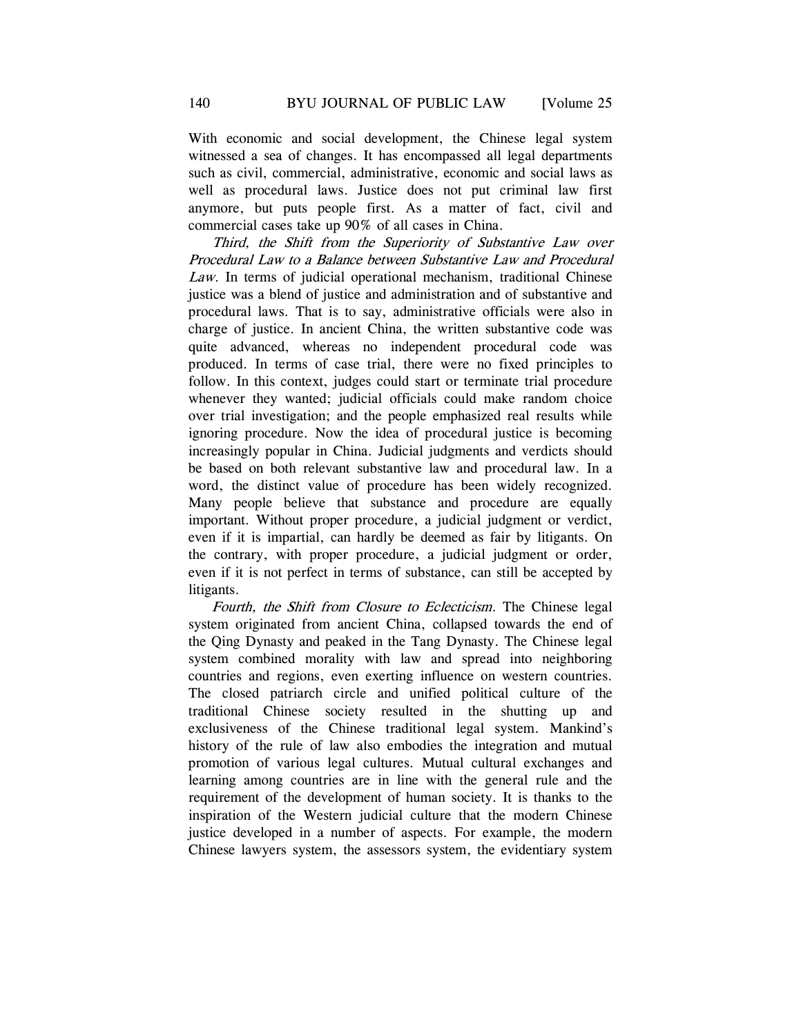With economic and social development, the Chinese legal system witnessed a sea of changes. It has encompassed all legal departments such as civil, commercial, administrative, economic and social laws as well as procedural laws. Justice does not put criminal law first anymore, but puts people first. As a matter of fact, civil and commercial cases take up 90% of all cases in China.

*Third, the Shift from the Superiority of Substantive Law over Procedural Law to a Balance between Substantive Law and Procedural Law.* In terms of judicial operational mechanism, traditional Chinese justice was a blend of justice and administration and of substantive and procedural laws. That is to say, administrative officials were also in charge of justice. In ancient China, the written substantive code was quite advanced, whereas no independent procedural code was produced. In terms of case trial, there were no fixed principles to follow. In this context, judges could start or terminate trial procedure whenever they wanted; judicial officials could make random choice over trial investigation; and the people emphasized real results while ignoring procedure. Now the idea of procedural justice is becoming increasingly popular in China. Judicial judgments and verdicts should be based on both relevant substantive law and procedural law. In a word, the distinct value of procedure has been widely recognized. Many people believe that substance and procedure are equally important. Without proper procedure, a judicial judgment or verdict, even if it is impartial, can hardly be deemed as fair by litigants. On the contrary, with proper procedure, a judicial judgment or order, even if it is not perfect in terms of substance, can still be accepted by litigants.

*Fourth, the Shift from Closure to Eclecticism.* The Chinese legal system originated from ancient China, collapsed towards the end of the Qing Dynasty and peaked in the Tang Dynasty. The Chinese legal system combined morality with law and spread into neighboring countries and regions, even exerting influence on western countries. The closed patriarch circle and unified political culture of the traditional Chinese society resulted in the shutting up and exclusiveness of the Chinese traditional legal system. Mankind's history of the rule of law also embodies the integration and mutual promotion of various legal cultures. Mutual cultural exchanges and learning among countries are in line with the general rule and the requirement of the development of human society. It is thanks to the inspiration of the Western judicial culture that the modern Chinese justice developed in a number of aspects. For example, the modern Chinese lawyers system, the assessors system, the evidentiary system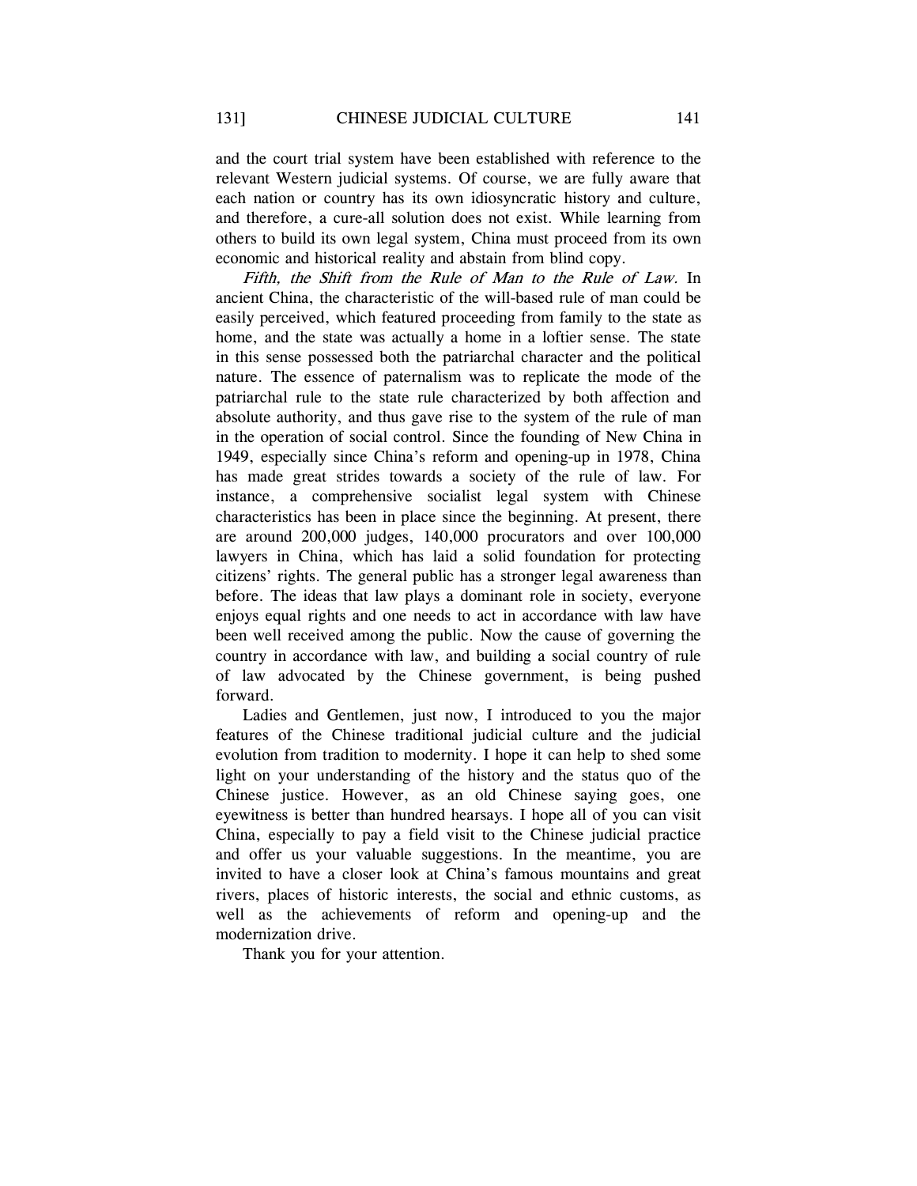and the court trial system have been established with reference to the relevant Western judicial systems. Of course, we are fully aware that each nation or country has its own idiosyncratic history and culture, and therefore, a cure-all solution does not exist. While learning from others to build its own legal system, China must proceed from its own economic and historical reality and abstain from blind copy.

*Fifth, the Shift from the Rule of Man to the Rule of Law.* In ancient China, the characteristic of the will-based rule of man could be easily perceived, which featured proceeding from family to the state as home, and the state was actually a home in a loftier sense. The state in this sense possessed both the patriarchal character and the political nature. The essence of paternalism was to replicate the mode of the patriarchal rule to the state rule characterized by both affection and absolute authority, and thus gave rise to the system of the rule of man in the operation of social control. Since the founding of New China in 1949, especially since China's reform and opening-up in 1978, China has made great strides towards a society of the rule of law. For instance, a comprehensive socialist legal system with Chinese characteristics has been in place since the beginning. At present, there are around 200,000 judges, 140,000 procurators and over 100,000 lawyers in China, which has laid a solid foundation for protecting citizens' rights. The general public has a stronger legal awareness than before. The ideas that law plays a dominant role in society, everyone enjoys equal rights and one needs to act in accordance with law have been well received among the public. Now the cause of governing the country in accordance with law, and building a social country of rule of law advocated by the Chinese government, is being pushed forward.

Ladies and Gentlemen, just now, I introduced to you the major features of the Chinese traditional judicial culture and the judicial evolution from tradition to modernity. I hope it can help to shed some light on your understanding of the history and the status quo of the Chinese justice. However, as an old Chinese saying goes, one eyewitness is better than hundred hearsays. I hope all of you can visit China, especially to pay a field visit to the Chinese judicial practice and offer us your valuable suggestions. In the meantime, you are invited to have a closer look at China's famous mountains and great rivers, places of historic interests, the social and ethnic customs, as well as the achievements of reform and opening-up and the modernization drive.

Thank you for your attention.